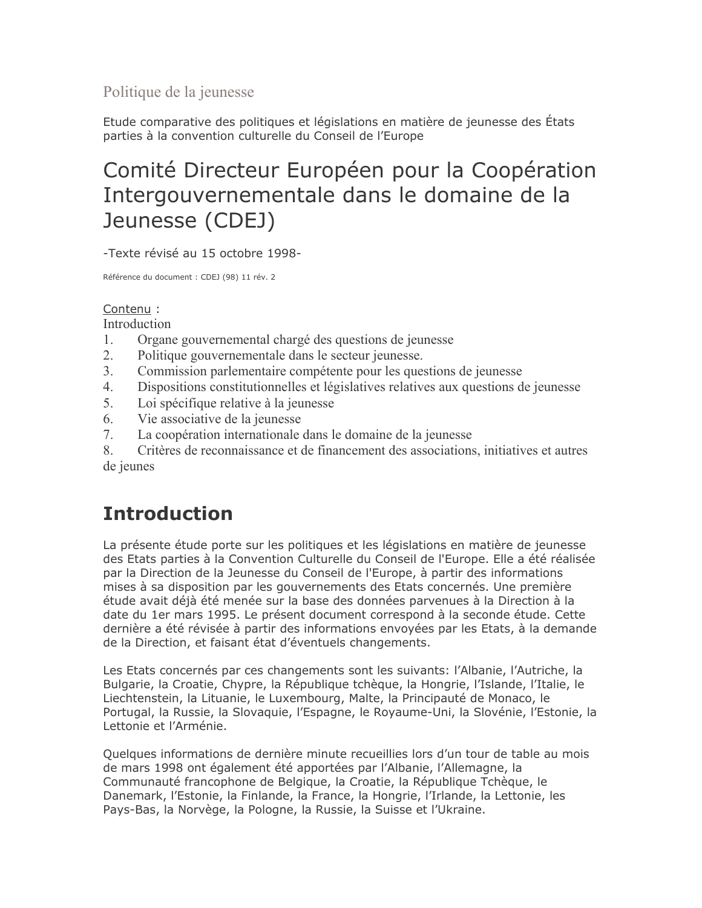Politique de la jeunesse

Etude comparative des politiques et législations en matière de jeunesse des États parties à la convention culturelle du Conseil de l'Europe

# Comité Directeur Européen pour la Coopération Intergouvernementale dans le domaine de la Jeunesse (CDEJ)

-Texte révisé au 15 octobre 1998-

Référence du document : CDEJ (98) 11 rév. 2

Contenu :

Introduction

1. Organe gouvernemental chargé des questions de jeunesse
2. Politique gouvernementale dans le secteur jeunesse.
3. Commission parlementaire compétente pour les questions de jeunesse
4. Dispositions constitutionnelles et législatives relatives aux questions de jeunesse
5. Loi spécifique relative à la jeunesse
6. Vie associative de la jeunesse
7. La coopération internationale dans le domaine de la jeunesse
8. Critères de reconnaissance et de financement des associations, initiatives et autres de jeunes

## Introduction

La présente étude porte sur les politiques et les législations en matière de jeunesse des Etats parties à la Convention Culturelle du Conseil de l'Europe. Elle a été réalisée par la Direction de la Jeunesse du Conseil de l'Europe, à partir des informations mises à sa disposition par les gouvernements des Etats concernés. Une première étude avait déjà été menée sur la base des données parvenues à la Direction à la date du 1er mars 1995. Le présent document correspond à la seconde étude. Cette dernière a été révisée à partir des informations envoyées par les Etats, à la demande de la Direction, et faisant état d'éventuels changements.

Les Etats concernés par ces changements sont les suivants: l'Albanie, l'Autriche, la Bulgarie, la Croatie, Chypre, la République tchèque, la Hongrie, l'Islande, l'Italie, le Liechtenstein, la Lituanie, le Luxembourg, Malte, la Principauté de Monaco, le Portugal, la Russie, la Slovaquie, l'Espagne, le Royaume-Uni, la Slovénie, l'Estonie, la Lettonie et l'Arménie.

Quelques informations de dernière minute recueillies lors d'un tour de table au mois de mars 1998 ont également été apportées par l'Albanie, l'Allemagne, la Communauté francophone de Belgique, la Croatie, la République Tchèque, le Danemark, l'Estonie, la Finlande, la France, la Hongrie, l'Irlande, la Lettonie, les Pays-Bas, la Norvège, la Pologne, la Russie, la Suisse et l'Ukraine.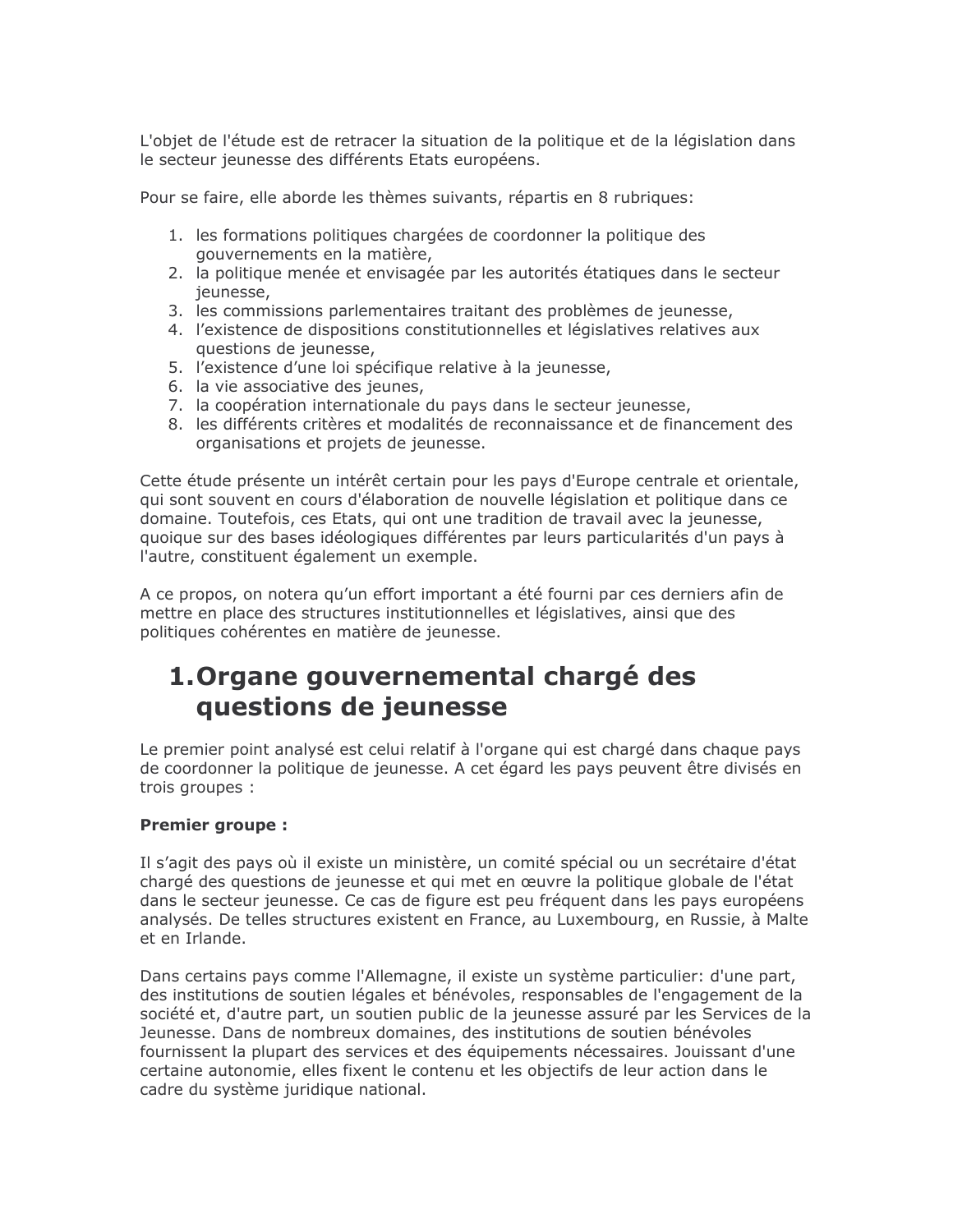L'objet de l'étude est de retracer la situation de la politique et de la législation dans le secteur jeunesse des différents Etats européens.

Pour se faire, elle aborde les thèmes suivants, répartis en 8 rubriques:

1. les formations politiques chargées de coordonner la politique des gouvernements en la matière,
2. la politique menée et envisagée par les autorités étatiques dans le secteur jeunesse,
3. les commissions parlementaires traitant des problèmes de jeunesse,
4. l'existence de dispositions constitutionnelles et législatives relatives aux questions de jeunesse,
5. l'existence d'une loi spécifique relative à la jeunesse,
6. la vie associative des jeunes,
7. la coopération internationale du pays dans le secteur jeunesse,
8. les différents critères et modalités de reconnaissance et de financement des organisations et projets de jeunesse.

Cette étude présente un intérêt certain pour les pays d'Europe centrale et orientale, qui sont souvent en cours d'élaboration de nouvelle législation et politique dans ce domaine. Toutefois, ces Etats, qui ont une tradition de travail avec la jeunesse, quoique sur des bases idéologiques différentes par leurs particularités d'un pays à l'autre, constituent également un exemple.

A ce propos, on notera qu'un effort important a été fourni par ces derniers afin de mettre en place des structures institutionnelles et législatives, ainsi que des politiques cohérentes en matière de jeunesse.

# 1. Organe gouvernemental chargé des questions de jeunesse

Le premier point analysé est celui relatif à l'organe qui est chargé dans chaque pays de coordonner la politique de jeunesse. A cet égard les pays peuvent être divisés en trois groupes :

**Premier groupe :**

Il s'agit des pays où il existe un ministère, un comité spécial ou un secrétaire d'état chargé des questions de jeunesse et qui met en œuvre la politique globale de l'état dans le secteur jeunesse. Ce cas de figure est peu fréquent dans les pays européens analysés. De telles structures existent en France, au Luxembourg, en Russie, à Malte et en Irlande.

Dans certains pays comme l'Allemagne, il existe un système particulier: d'une part, des institutions de soutien légales et bénévoles, responsables de l'engagement de la société et, d'autre part, un soutien public de la jeunesse assuré par les Services de la Jeunesse. Dans de nombreux domaines, des institutions de soutien bénévoles fournissent la plupart des services et des équipements nécessaires. Jouissant d'une certaine autonomie, elles fixent le contenu et les objectifs de leur action dans le cadre du système juridique national.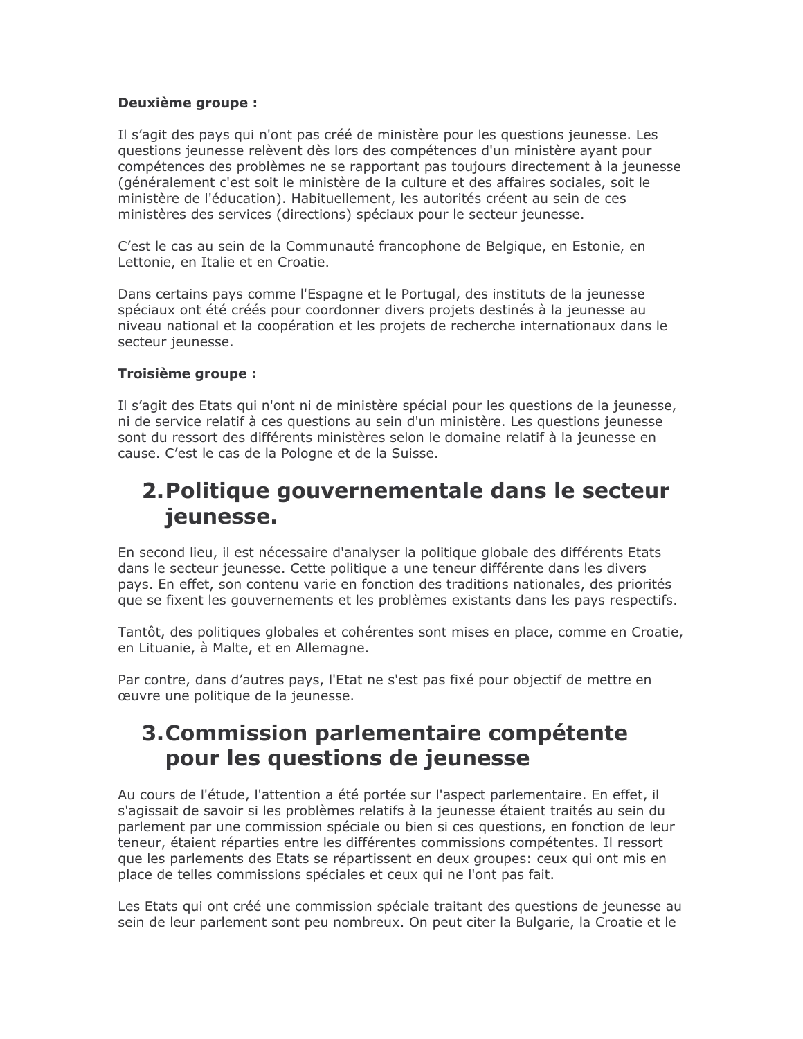**Deuxième groupe :**

Il s'agit des pays qui n'ont pas créé de ministère pour les questions jeunesse. Les questions jeunesse relèvent dès lors des compétences d'un ministère ayant pour compétences des problèmes ne se rapportant pas toujours directement à la jeunesse (généralement c'est soit le ministère de la culture et des affaires sociales, soit le ministère de l'éducation). Habituellement, les autorités créent au sein de ces ministères des services (directions) spéciaux pour le secteur jeunesse.

C'est le cas au sein de la Communauté francophone de Belgique, en Estonie, en Lettonie, en Italie et en Croatie.

Dans certains pays comme l'Espagne et le Portugal, des instituts de la jeunesse spéciaux ont été créés pour coordonner divers projets destinés à la jeunesse au niveau national et la coopération et les projets de recherche internationaux dans le secteur jeunesse.

**Troisième groupe :**

Il s'agit des Etats qui n'ont ni de ministère spécial pour les questions de la jeunesse, ni de service relatif à ces questions au sein d'un ministère. Les questions jeunesse sont du ressort des différents ministères selon le domaine relatif à la jeunesse en cause. C'est le cas de la Pologne et de la Suisse.

# 2. Politique gouvernementale dans le secteur jeunesse.

En second lieu, il est nécessaire d'analyser la politique globale des différents Etats dans le secteur jeunesse. Cette politique a une teneur différente dans les divers pays. En effet, son contenu varie en fonction des traditions nationales, des priorités que se fixent les gouvernements et les problèmes existants dans les pays respectifs.

Tantôt, des politiques globales et cohérentes sont mises en place, comme en Croatie, en Lituanie, à Malte, et en Allemagne.

Par contre, dans d'autres pays, l'Etat ne s'est pas fixé pour objectif de mettre en œuvre une politique de la jeunesse.

# 3. Commission parlementaire compétente pour les questions de jeunesse

Au cours de l'étude, l'attention a été portée sur l'aspect parlementaire. En effet, il s'agissait de savoir si les problèmes relatifs à la jeunesse étaient traités au sein du parlement par une commission spéciale ou bien si ces questions, en fonction de leur teneur, étaient réparties entre les différentes commissions compétentes. Il ressort que les parlements des Etats se répartissent en deux groupes: ceux qui ont mis en place de telles commissions spéciales et ceux qui ne l'ont pas fait.

Les Etats qui ont créé une commission spéciale traitant des questions de jeunesse au sein de leur parlement sont peu nombreux. On peut citer la Bulgarie, la Croatie et le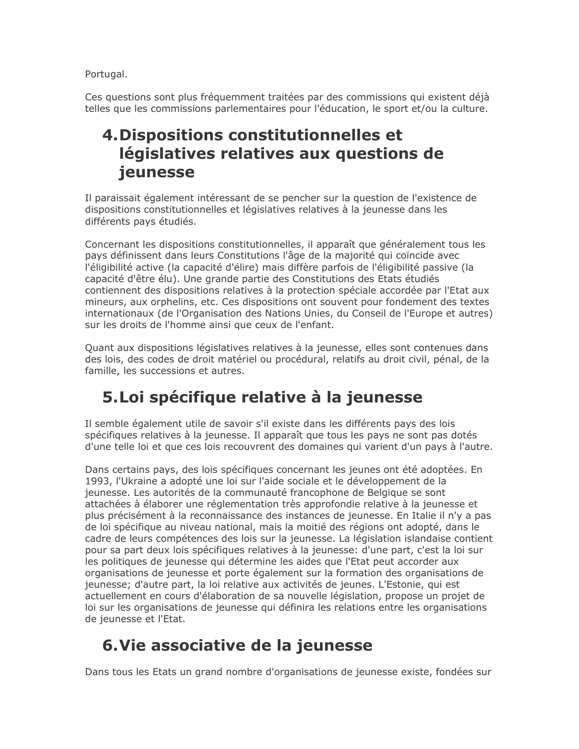Portugal.

Ces questions sont plus fréquemment traitées par des commissions qui existent déjà telles que les commissions parlementaires pour l'éducation, le sport et/ou la culture.

## 4. Dispositions constitutionnelles et législatives relatives aux questions de jeunesse

Il paraissait également intéressant de se pencher sur la question de l'existence de dispositions constitutionnelles et législatives relatives à la jeunesse dans les différents pays étudiés.

Concernant les dispositions constitutionnelles, il apparaît que généralement tous les pays définissent dans leurs Constitutions l'âge de la majorité qui coïncide avec l'éligibilité active (la capacité d'élire) mais diffère parfois de l'éligibilité passive (la capacité d'être élu). Une grande partie des Constitutions des Etats étudiés contiennent des dispositions relatives à la protection spéciale accordée par l'Etat aux mineurs, aux orphelins, etc. Ces dispositions ont souvent pour fondement des textes internationaux (de l'Organisation des Nations Unies, du Conseil de l'Europe et autres) sur les droits de l'homme ainsi que ceux de l'enfant.

Quant aux dispositions législatives relatives à la jeunesse, elles sont contenues dans des lois, des codes de droit matériel ou procédural, relatifs au droit civil, pénal, de la famille, les successions et autres.

## 5. Loi spécifique relative à la jeunesse

Il semble également utile de savoir s'il existe dans les différents pays des lois spécifiques relatives à la jeunesse. Il apparaît que tous les pays ne sont pas dotés d'une telle loi et que ces lois recouvrent des domaines qui varient d'un pays à l'autre.

Dans certains pays, des lois spécifiques concernant les jeunes ont été adoptées. En 1993, l'Ukraine a adopté une loi sur l'aide sociale et le développement de la jeunesse. Les autorités de la communauté francophone de Belgique se sont attachées à élaborer une réglementation très approfondie relative à la jeunesse et plus précisément à la reconnaissance des instances de jeunesse. En Italie il n'y a pas de loi spécifique au niveau national, mais la moitié des régions ont adopté, dans le cadre de leurs compétences des lois sur la jeunesse. La législation islandaise contient pour sa part deux lois spécifiques relatives à la jeunesse: d'une part, c'est la loi sur les politiques de jeunesse qui détermine les aides que l'Etat peut accorder aux organisations de jeunesse et porte également sur la formation des organisations de jeunesse; d'autre part, la loi relative aux activités de jeunes. L'Estonie, qui est actuellement en cours d'élaboration de sa nouvelle législation, propose un projet de loi sur les organisations de jeunesse qui définira les relations entre les organisations de jeunesse et l'Etat.

## 6. Vie associative de la jeunesse

Dans tous les Etats un grand nombre d'organisations de jeunesse existe, fondées sur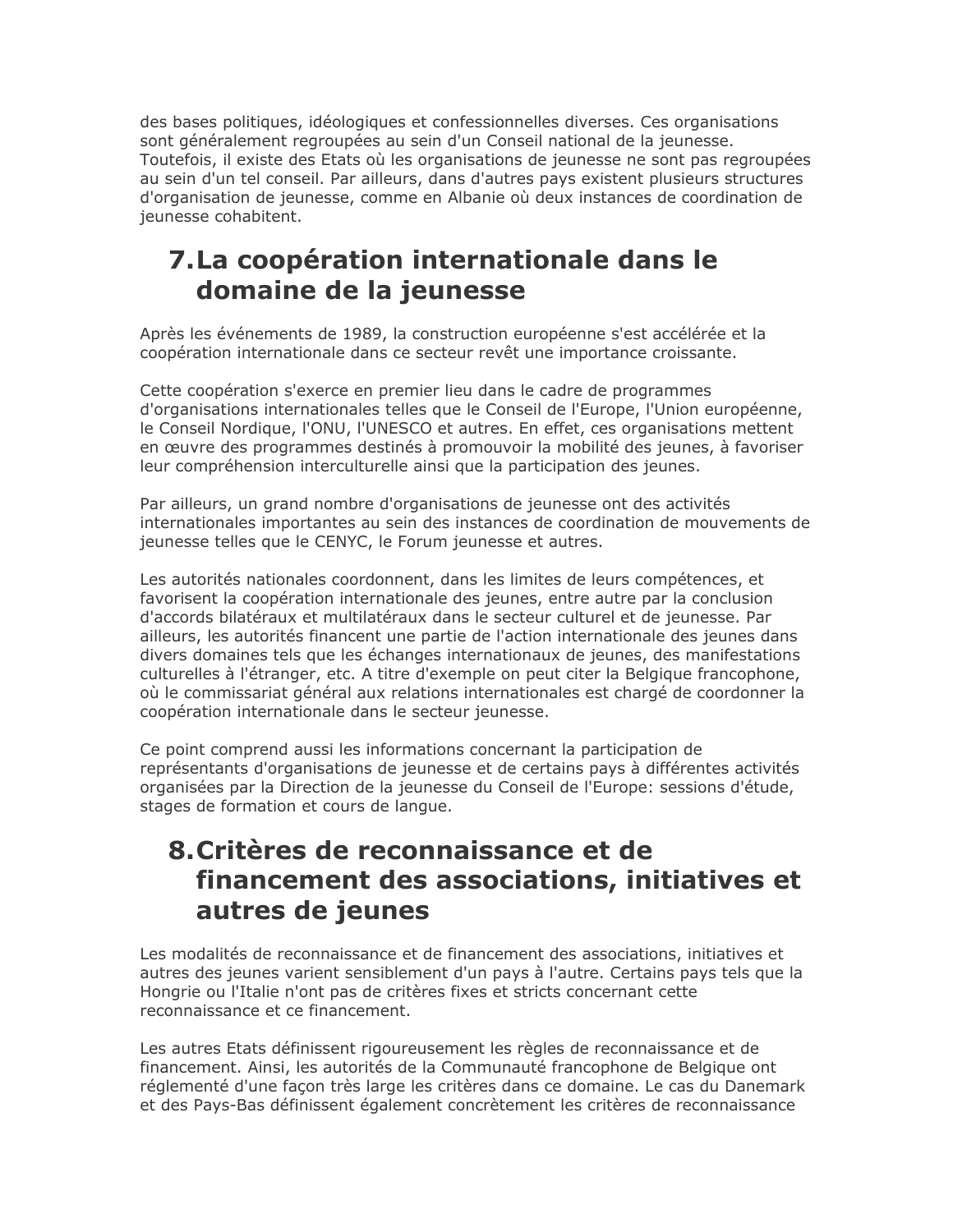des bases politiques, idéologiques et confessionnelles diverses. Ces organisations sont généralement regroupées au sein d'un Conseil national de la jeunesse. Toutefois, il existe des Etats où les organisations de jeunesse ne sont pas regroupées au sein d'un tel conseil. Par ailleurs, dans d'autres pays existent plusieurs structures d'organisation de jeunesse, comme en Albanie où deux instances de coordination de jeunesse cohabitent.

## 7. La coopération internationale dans le domaine de la jeunesse

Après les événements de 1989, la construction européenne s'est accélérée et la coopération internationale dans ce secteur revêt une importance croissante.

Cette coopération s'exerce en premier lieu dans le cadre de programmes d'organisations internationales telles que le Conseil de l'Europe, l'Union européenne, le Conseil Nordique, l'ONU, l'UNESCO et autres. En effet, ces organisations mettent en œuvre des programmes destinés à promouvoir la mobilité des jeunes, à favoriser leur compréhension interculturelle ainsi que la participation des jeunes.

Par ailleurs, un grand nombre d'organisations de jeunesse ont des activités internationales importantes au sein des instances de coordination de mouvements de jeunesse telles que le CENYC, le Forum jeunesse et autres.

Les autorités nationales coordonnent, dans les limites de leurs compétences, et favorisent la coopération internationale des jeunes, entre autre par la conclusion d'accords bilatéraux et multilatéraux dans le secteur culturel et de jeunesse. Par ailleurs, les autorités financent une partie de l'action internationale des jeunes dans divers domaines tels que les échanges internationaux de jeunes, des manifestations culturelles à l'étranger, etc. A titre d'exemple on peut citer la Belgique francophone, où le commissariat général aux relations internationales est chargé de coordonner la coopération internationale dans le secteur jeunesse.

Ce point comprend aussi les informations concernant la participation de représentants d'organisations de jeunesse et de certains pays à différentes activités organisées par la Direction de la jeunesse du Conseil de l'Europe: sessions d'étude, stages de formation et cours de langue.

## 8. Critères de reconnaissance et de financement des associations, initiatives et autres de jeunes

Les modalités de reconnaissance et de financement des associations, initiatives et autres des jeunes varient sensiblement d'un pays à l'autre. Certains pays tels que la Hongrie ou l'Italie n'ont pas de critères fixes et stricts concernant cette reconnaissance et ce financement.

Les autres Etats définissent rigoureusement les règles de reconnaissance et de financement. Ainsi, les autorités de la Communauté francophone de Belgique ont réglementé d'une façon très large les critères dans ce domaine. Le cas du Danemark et des Pays-Bas définissent également concrètement les critères de reconnaissance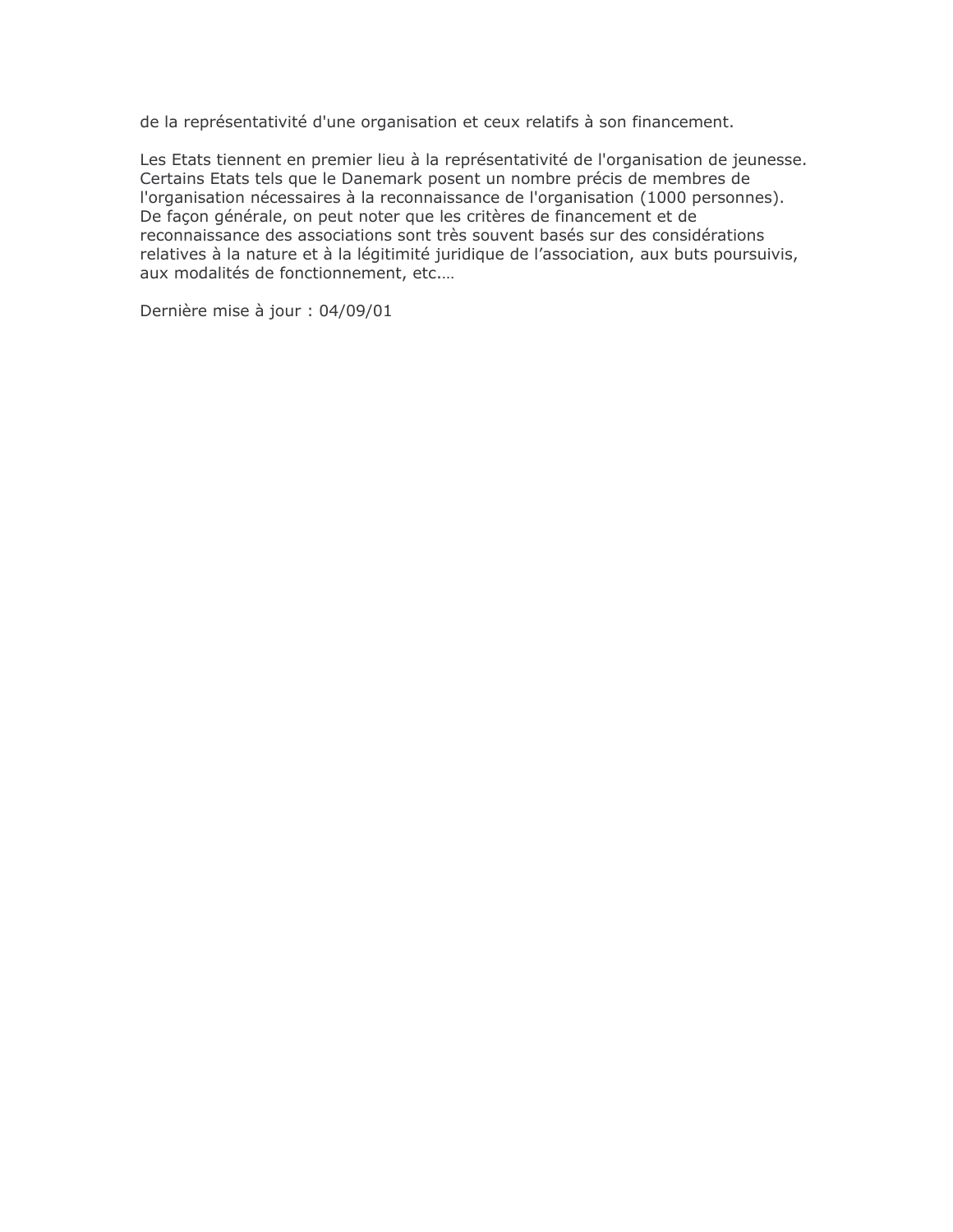de la représentativité d'une organisation et ceux relatifs à son financement.

Les Etats tiennent en premier lieu à la représentativité de l'organisation de jeunesse. Certains Etats tels que le Danemark posent un nombre précis de membres de l'organisation nécessaires à la reconnaissance de l'organisation (1000 personnes). De façon générale, on peut noter que les critères de financement et de reconnaissance des associations sont très souvent basés sur des considérations relatives à la nature et à la légitimité juridique de l'association, aux buts poursuivis, aux modalités de fonctionnement, etc.…

Dernière mise à jour : 04/09/01